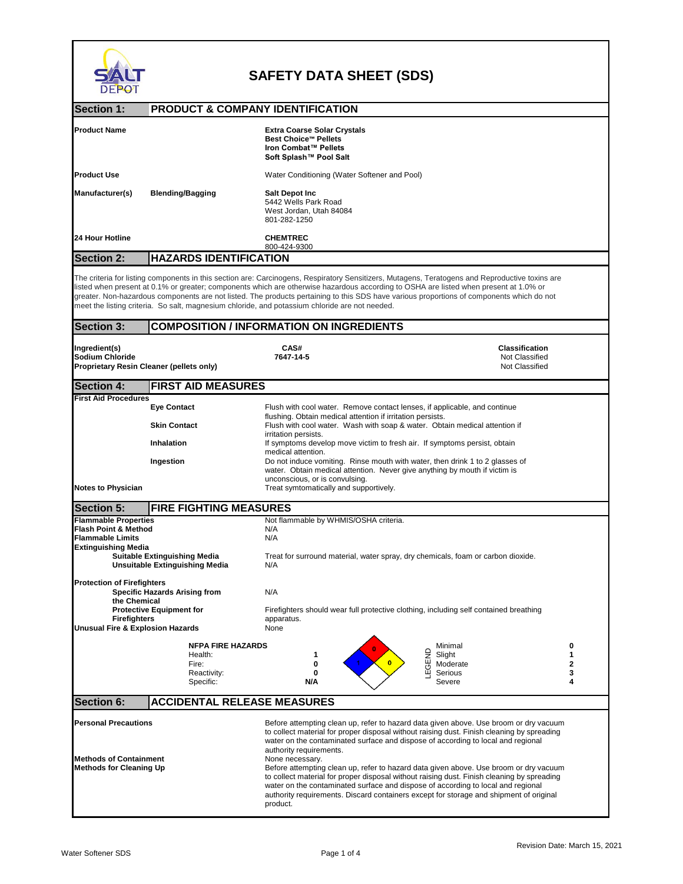# SAFETY DATA SHEET (SDS)

## Section 1: PRODUCT & COMPANY IDENTIFICATION

**Product Name**

**Extra Coarse Solar Crystals**
**Best Choice™ Pellets**
**Iron Combat™ Pellets**
**Soft Splash™ Pool Salt**

**Product Use** — Water Conditioning (Water Softener and Pool)

**Manufacturer(s)** — **Blending/Bagging**

**Salt Depot Inc**
5442 Wells Park Road
West Jordan, Utah 84084
801-282-1250

**24 Hour Hotline**

**CHEMTREC**
800-424-9300

## Section 2: HAZARDS IDENTIFICATION

The criteria for listing components in this section are: Carcinogens, Respiratory Sensitizers, Mutagens, Teratogens and Reproductive toxins are listed when present at 0.1% or greater; components which are otherwise hazardous according to OSHA are listed when present at 1.0% or greater. Non-hazardous components are not listed. The products pertaining to this SDS have various proportions of components which do not meet the listing criteria. So salt, magnesium chloride, and potassium chloride are not needed.

## Section 3: COMPOSITION / INFORMATION ON INGREDIENTS

| Ingredient(s) | CAS# | Classification |
|---|---|---|
| **Sodium Chloride** | **7647-14-5** | Not Classified |
| **Proprietary Resin Cleaner (pellets only)** | | Not Classified |

## Section 4: FIRST AID MEASURES

**First Aid Procedures**

| | |
|---|---|
| **Eye Contact** | Flush with cool water. Remove contact lenses, if applicable, and continue flushing. Obtain medical attention if irritation persists. |
| **Skin Contact** | Flush with cool water. Wash with soap & water. Obtain medical attention if irritation persists. |
| **Inhalation** | If symptoms develop move victim to fresh air. If symptoms persist, obtain medical attention. |
| **Ingestion** | Do not induce vomiting. Rinse mouth with water, then drink 1 to 2 glasses of water. Obtain medical attention. Never give anything by mouth if victim is unconscious, or is convulsing. |
| **Notes to Physician** | Treat symtomatically and supportively. |

## Section 5: FIRE FIGHTING MEASURES

| | |
|---|---|
| **Flammable Properties** | Not flammable by WHMIS/OSHA criteria. |
| **Flash Point & Method** | N/A |
| **Flammable Limits** | N/A |
| **Extinguishing Media** | |
| **Suitable Extinguishing Media** | Treat for surround material, water spray, dry chemicals, foam or carbon dioxide. |
| **Unsuitable Extinguishing Media** | N/A |
| **Protection of Firefighters** | |
| **Specific Hazards Arising from the Chemical** | N/A |
| **Protective Equipment for Firefighters** | Firefighters should wear full protective clothing, including self contained breathing apparatus. |
| **Unusual Fire & Explosion Hazards** | None |

**NFPA FIRE HAZARDS**

| | |
|---|---|
| Health: | 1 |
| Fire: | 0 |
| Reactivity: | 0 |
| Specific: | N/A |

**LEGEND**

| | |
|---|---|
| Minimal | 0 |
| Slight | 1 |
| Moderate | 2 |
| Serious | 3 |
| Severe | 4 |

## Section 6: ACCIDENTAL RELEASE MEASURES

| | |
|---|---|
| **Personal Precautions** | Before attempting clean up, refer to hazard data given above. Use broom or dry vacuum to collect material for proper disposal without raising dust. Finish cleaning by spreading water on the contaminated surface and dispose of according to local and regional authority requirements. |
| **Methods of Containment** | None necessary. |
| **Methods for Cleaning Up** | Before attempting clean up, refer to hazard data given above. Use broom or dry vacuum to collect material for proper disposal without raising dust. Finish cleaning by spreading water on the contaminated surface and dispose of according to local and regional authority requirements. Discard containers except for storage and shipment of original product. |

Revision Date: March 15, 2021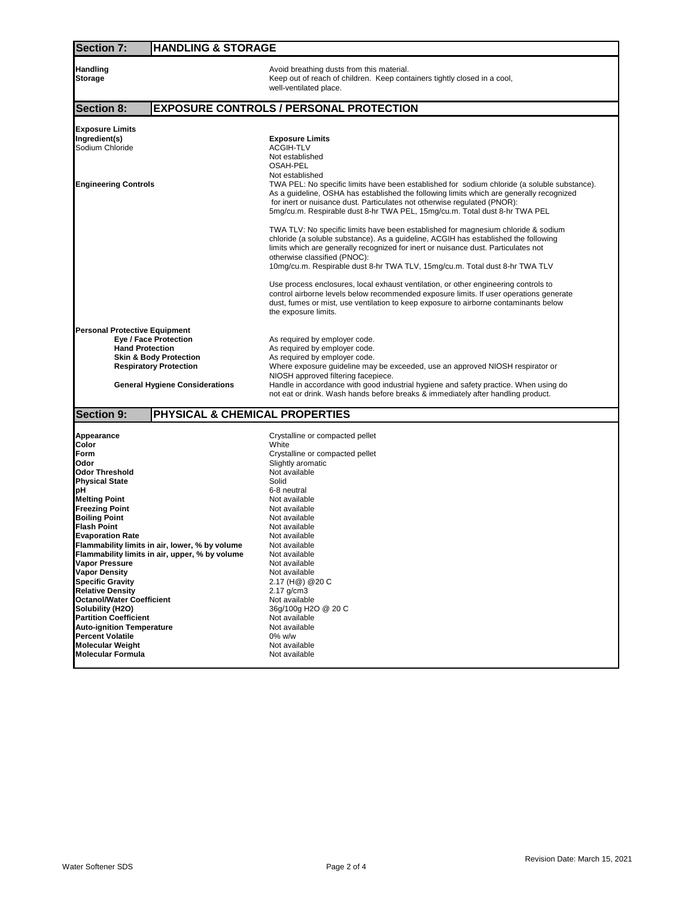## Section 7: HANDLING & STORAGE

| | |
|---|---|
| **Handling** | Avoid breathing dusts from this material. |
| **Storage** | Keep out of reach of children. Keep containers tightly closed in a cool, well-ventilated place. |

## Section 8: EXPOSURE CONTROLS / PERSONAL PROTECTION

**Exposure Limits**

| **Ingredient(s)** | **Exposure Limits** |
|---|---|
| Sodium Chloride | ACGIH-TLV<br>Not established<br>OSAH-PEL<br>Not established |

**Engineering Controls**

TWA PEL: No specific limits have been established for sodium chloride (a soluble substance). As a guideline, OSHA has established the following limits which are generally recognized for inert or nuisance dust. Particulates not otherwise regulated (PNOR):
5mg/cu.m. Respirable dust 8-hr TWA PEL, 15mg/cu.m. Total dust 8-hr TWA PEL

TWA TLV: No specific limits have been established for magnesium chloride & sodium chloride (a soluble substance). As a guideline, ACGIH has established the following limits which are generally recognized for inert or nuisance dust. Particulates not otherwise classified (PNOC):
10mg/cu.m. Respirable dust 8-hr TWA TLV, 15mg/cu.m. Total dust 8-hr TWA TLV

Use process enclosures, local exhaust ventilation, or other engineering controls to control airborne levels below recommended exposure limits. If user operations generate dust, fumes or mist, use ventilation to keep exposure to airborne contaminants below the exposure limits.

**Personal Protective Equipment**

| | |
|---|---|
| **Eye / Face Protection** | As required by employer code. |
| **Hand Protection** | As required by employer code. |
| **Skin & Body Protection** | As required by employer code. |
| **Respiratory Protection** | Where exposure guideline may be exceeded, use an approved NIOSH respirator or NIOSH approved filtering facepiece. |
| **General Hygiene Considerations** | Handle in accordance with good industrial hygiene and safety practice. When using do not eat or drink. Wash hands before breaks & immediately after handling product. |

## Section 9: PHYSICAL & CHEMICAL PROPERTIES

| | |
|---|---|
| **Appearance** | Crystalline or compacted pellet |
| **Color** | White |
| **Form** | Crystalline or compacted pellet |
| **Odor** | Slightly aromatic |
| **Odor Threshold** | Not available |
| **Physical State** | Solid |
| **pH** | 6-8 neutral |
| **Melting Point** | Not available |
| **Freezing Point** | Not available |
| **Boiling Point** | Not available |
| **Flash Point** | Not available |
| **Evaporation Rate** | Not available |
| **Flammability limits in air, lower, % by volume** | Not available |
| **Flammability limits in air, upper, % by volume** | Not available |
| **Vapor Pressure** | Not available |
| **Vapor Density** | Not available |
| **Specific Gravity** | 2.17 (H@) @20 C |
| **Relative Density** | 2.17 g/cm3 |
| **Octanol/Water Coefficient** | Not available |
| **Solubility (H2O)** | 36g/100g H2O @ 20 C |
| **Partition Coefficient** | Not available |
| **Auto-ignition Temperature** | Not available |
| **Percent Volatile** | 0% w/w |
| **Molecular Weight** | Not available |
| **Molecular Formula** | Not available |

Revision Date: March 15, 2021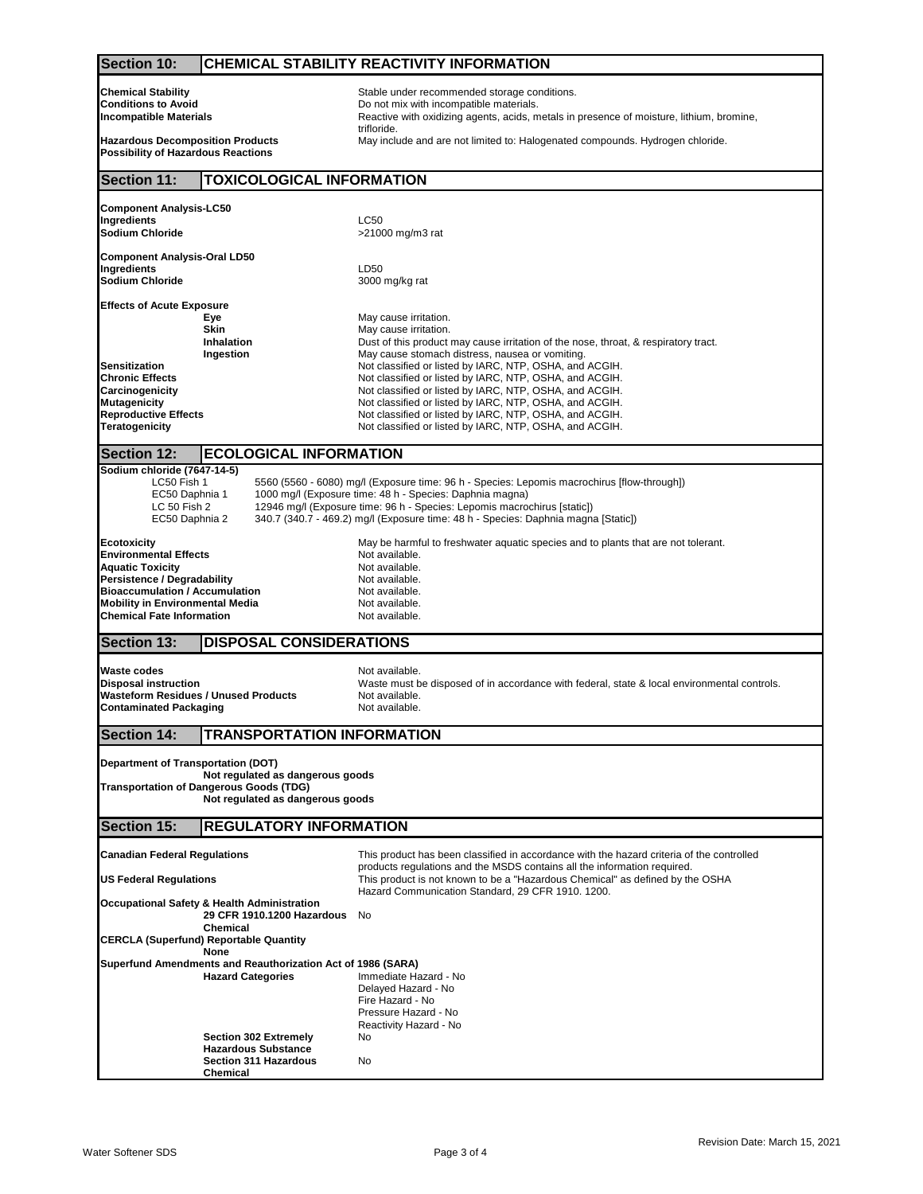## Section 10: CHEMICAL STABILITY REACTIVITY INFORMATION

| | |
|---|---|
| **Chemical Stability** | Stable under recommended storage conditions. |
| **Conditions to Avoid** | Do not mix with incompatible materials. |
| **Incompatible Materials** | Reactive with oxidizing agents, acids, metals in presence of moisture, lithium, bromine, trifloride. |
| **Hazardous Decomposition Products** | May include and are not limited to: Halogenated compounds. Hydrogen chloride. |
| **Possibility of Hazardous Reactions** | |

## Section 11: TOXICOLOGICAL INFORMATION

**Component Analysis-LC50**

| Ingredients | LC50 |
|---|---|
| **Sodium Chloride** | >21000 mg/m3 rat |

**Component Analysis-Oral LD50**

| Ingredients | LD50 |
|---|---|
| **Sodium Chloride** | 3000 mg/kg rat |

**Effects of Acute Exposure**

| | |
|---|---|
| **Eye** | May cause irritation. |
| **Skin** | May cause irritation. |
| **Inhalation** | Dust of this product may cause irritation of the nose, throat, & respiratory tract. |
| **Ingestion** | May cause stomach distress, nausea or vomiting. |
| **Sensitization** | Not classified or listed by IARC, NTP, OSHA, and ACGIH. |
| **Chronic Effects** | Not classified or listed by IARC, NTP, OSHA, and ACGIH. |
| **Carcinogenicity** | Not classified or listed by IARC, NTP, OSHA, and ACGIH. |
| **Mutagenicity** | Not classified or listed by IARC, NTP, OSHA, and ACGIH. |
| **Reproductive Effects** | Not classified or listed by IARC, NTP, OSHA, and ACGIH. |
| **Teratogenicity** | Not classified or listed by IARC, NTP, OSHA, and ACGIH. |

## Section 12: ECOLOGICAL INFORMATION

**Sodium chloride (7647-14-5)**

| | |
|---|---|
| LC50 Fish 1 | 5560 (5560 - 6080) mg/l (Exposure time: 96 h - Species: Lepomis macrochirus [flow-through]) |
| EC50 Daphnia 1 | 1000 mg/l (Exposure time: 48 h - Species: Daphnia magna) |
| LC 50 Fish 2 | 12946 mg/l (Exposure time: 96 h - Species: Lepomis macrochirus [static]) |
| EC50 Daphnia 2 | 340.7 (340.7 - 469.2) mg/l (Exposure time: 48 h - Species: Daphnia magna [Static]) |

| | |
|---|---|
| **Ecotoxicity** | May be harmful to freshwater aquatic species and to plants that are not tolerant. |
| **Environmental Effects** | Not available. |
| **Aquatic Toxicity** | Not available. |
| **Persistence / Degradability** | Not available. |
| **Bioaccumulation / Accumulation** | Not available. |
| **Mobility in Environmental Media** | Not available. |
| **Chemical Fate Information** | Not available. |

## Section 13: DISPOSAL CONSIDERATIONS

| | |
|---|---|
| **Waste codes** | Not available. |
| **Disposal instruction** | Waste must be disposed of in accordance with federal, state & local environmental controls. |
| **Wasteform Residues / Unused Products** | Not available. |
| **Contaminated Packaging** | Not available. |

## Section 14: TRANSPORTATION INFORMATION

**Department of Transportation (DOT)**

**Not regulated as dangerous goods**

**Transportation of Dangerous Goods (TDG)**

**Not regulated as dangerous goods**

## Section 15: REGULATORY INFORMATION

| | |
|---|---|
| **Canadian Federal Regulations** | This product has been classified in accordance with the hazard criteria of the controlled products regulations and the MSDS contains all the information required. |
| **US Federal Regulations** | This product is not known to be a "Hazardous Chemical" as defined by the OSHA Hazard Communication Standard, 29 CFR 1910. 1200. |

**Occupational Safety & Health Administration**

| | |
|---|---|
| **29 CFR 1910.1200 Hazardous Chemical** | No |

**CERCLA (Superfund) Reportable Quantity**

**None**

**Superfund Amendments and Reauthorization Act of 1986 (SARA)**

| | |
|---|---|
| **Hazard Categories** | Immediate Hazard - No<br>Delayed Hazard - No<br>Fire Hazard - No<br>Pressure Hazard - No<br>Reactivity Hazard - No |
| **Section 302 Extremely Hazardous Substance** | No |
| **Section 311 Hazardous Chemical** | No |

Revision Date: March 15, 2021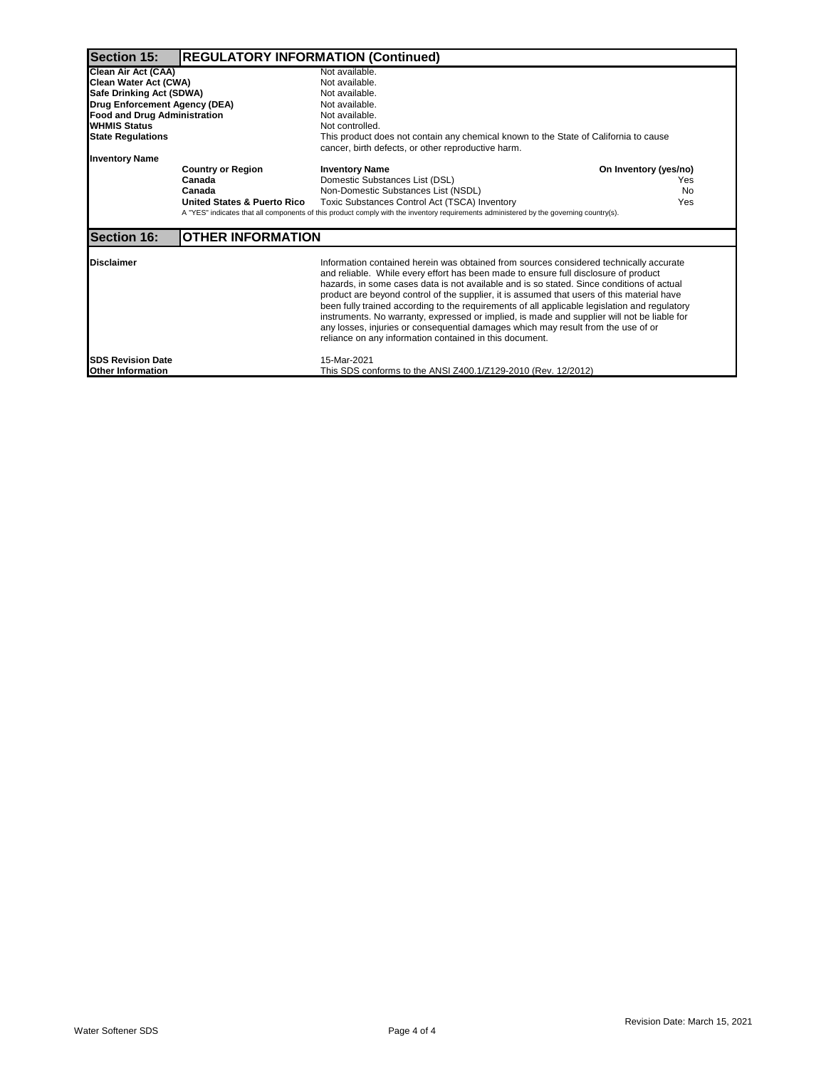## Section 15: REGULATORY INFORMATION (Continued)

| | |
|---|---|
| **Clean Air Act (CAA)** | Not available. |
| **Clean Water Act (CWA)** | Not available. |
| **Safe Drinking Act (SDWA)** | Not available. |
| **Drug Enforcement Agency (DEA)** | Not available. |
| **Food and Drug Administration** | Not available. |
| **WHMIS Status** | Not controlled. |
| **State Regulations** | This product does not contain any chemical known to the State of California to cause cancer, birth defects, or other reproductive harm. |

**Inventory Name**

| Country or Region | Inventory Name | On Inventory (yes/no) |
|---|---|---|
| **Canada** | Domestic Substances List (DSL) | Yes |
| **Canada** | Non-Domestic Substances List (NSDL) | No |
| **United States & Puerto Rico** | Toxic Substances Control Act (TSCA) Inventory | Yes |

A "YES" indicates that all components of this product comply with the inventory requirements administered by the governing country(s).

## Section 16: OTHER INFORMATION

| | |
|---|---|
| **Disclaimer** | Information contained herein was obtained from sources considered technically accurate and reliable. While every effort has been made to ensure full disclosure of product hazards, in some cases data is not available and is so stated. Since conditions of actual product are beyond control of the supplier, it is assumed that users of this material have been fully trained according to the requirements of all applicable legislation and regulatory instruments. No warranty, expressed or implied, is made and supplier will not be liable for any losses, injuries or consequential damages which may result from the use of or reliance on any information contained in this document. |
| **SDS Revision Date** | 15-Mar-2021 |
| **Other Information** | This SDS conforms to the ANSI Z400.1/Z129-2010 (Rev. 12/2012) |